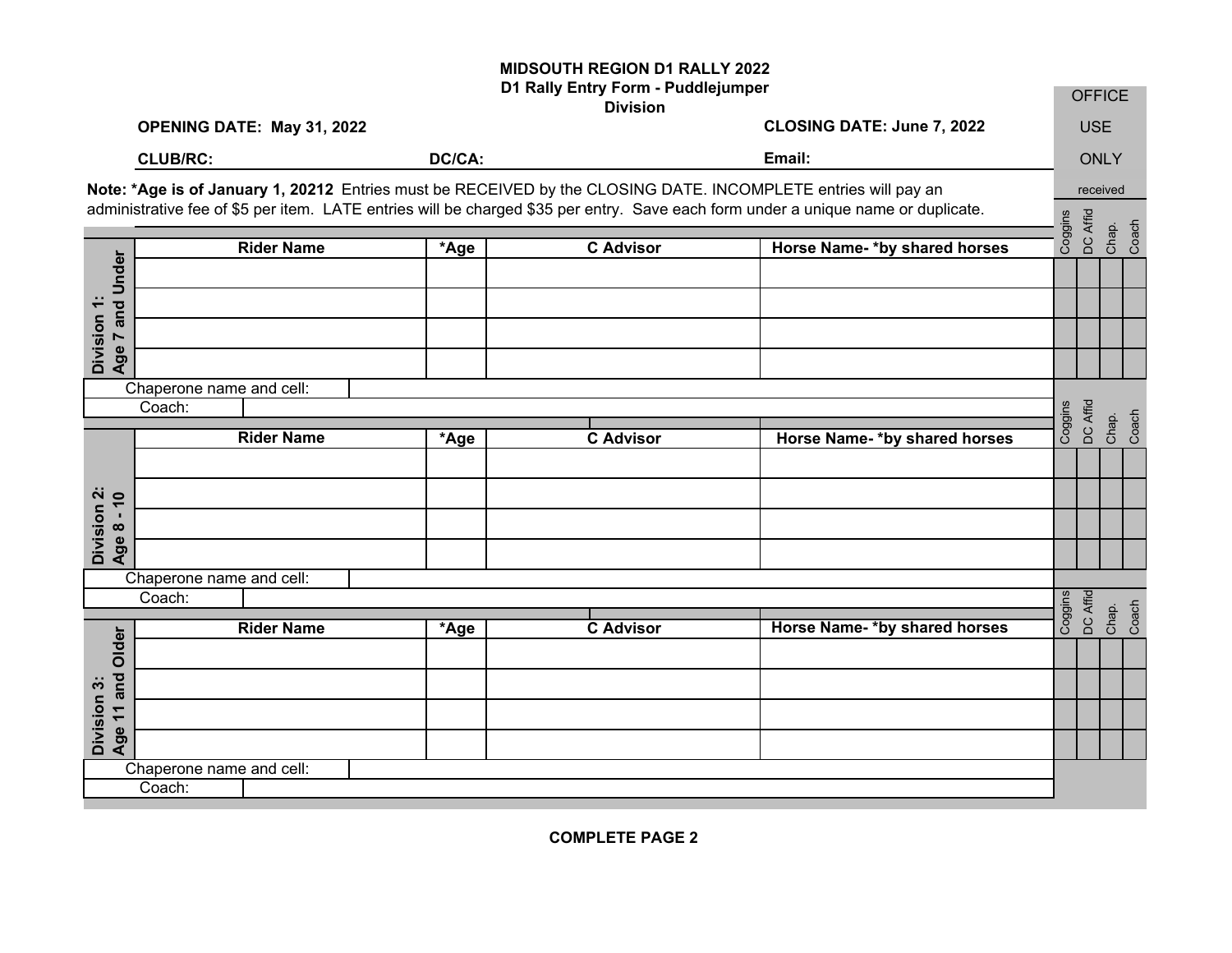# MIDSOUTH REGION D1 RALLY 2022

## D1 Rally Entry Form - Puddlejumper Division

**OPENING DATE: May 31, 2022** **CLOSING DATE: June 7, 2022**

**CLUB/RC:** **DC/CA:** **Email:**

OFFICE USE ONLY received

**Note: *Age is of January 1, 20212** Entries must be RECEIVED by the CLOSING DATE. INCOMPLETE entries will pay an administrative fee of $5 per item. LATE entries will be charged $35 per entry. Save each form under a unique name or duplicate.

| Division 1: Age 7 and Under | Rider Name | *Age | C Advisor | Horse Name- *by shared horses | Coggins | DC Affid | Chap. | Coach |
|---|---|---|---|---|---|---|---|---|
| | | | | | | | | |
| | | | | | | | | |
| | | | | | | | | |
| | | | | | | | | |

Chaperone name and cell:

Coach:

| Division 2: Age 8 - 10 | Rider Name | *Age | C Advisor | Horse Name- *by shared horses | Coggins | DC Affid | Chap. | Coach |
|---|---|---|---|---|---|---|---|---|
| | | | | | | | | |
| | | | | | | | | |
| | | | | | | | | |
| | | | | | | | | |

Chaperone name and cell:

Coach:

| Division 3: Age 11 and Older | Rider Name | *Age | C Advisor | Horse Name- *by shared horses | Coggins | DC Affid | Chap. | Coach |
|---|---|---|---|---|---|---|---|---|
| | | | | | | | | |
| | | | | | | | | |
| | | | | | | | | |
| | | | | | | | | |

Chaperone name and cell:

Coach:

**COMPLETE PAGE 2**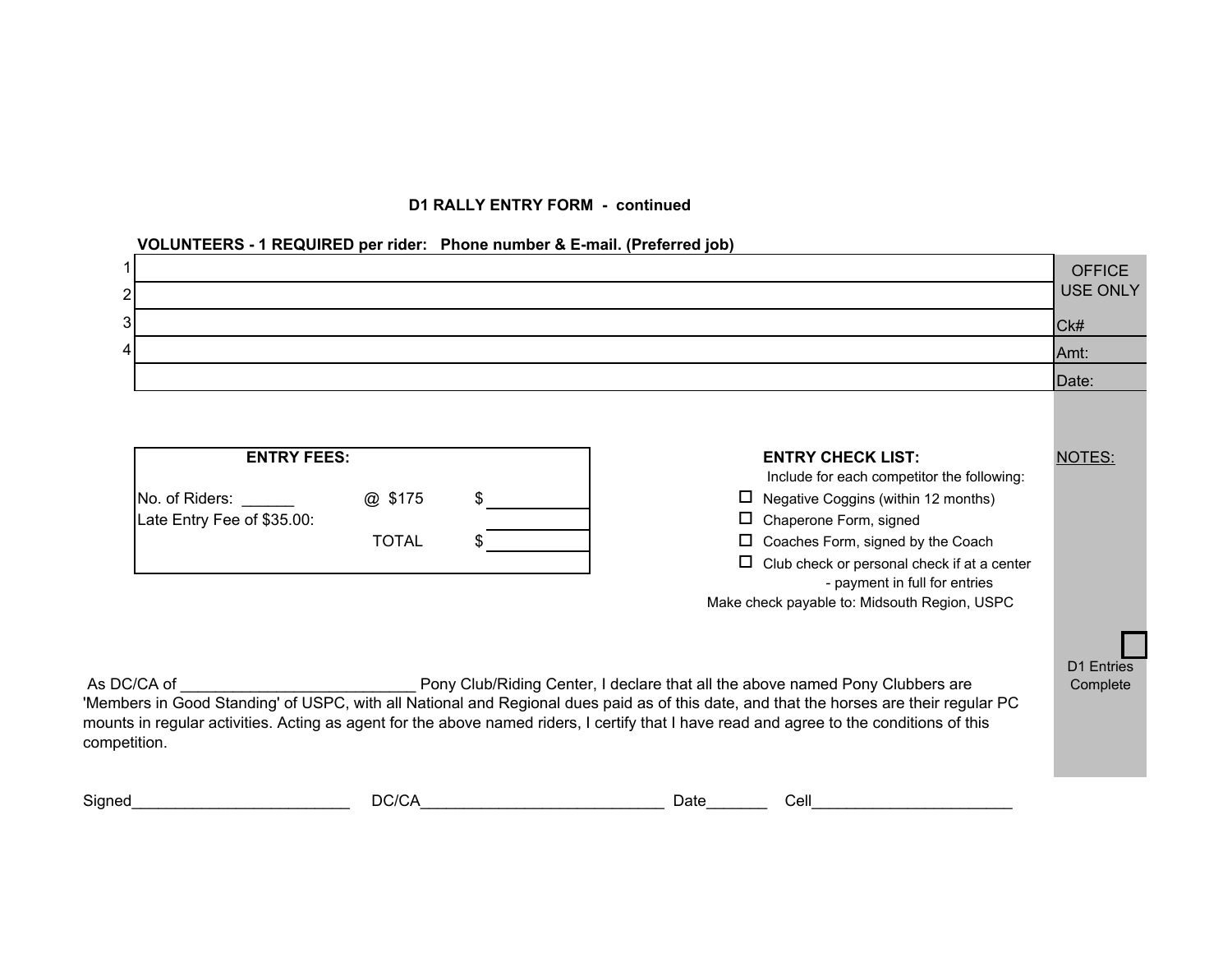**D1 RALLY ENTRY FORM - continued**

**VOLUNTEERS - 1 REQUIRED per rider: Phone number & E-mail. (Preferred job)**

| | |
|---|---|
| 1 | |
| 2 | |
| 3 | |
| 4 | |
| | |

OFFICE USE ONLY

Ck#

Amt:

Date:

NOTES:

**ENTRY FEES:**

| | | |
|---|---|---|
| No. of Riders: ______ | @ $175 | $ ________ |
| Late Entry Fee of $35.00: | | ________ |
| | TOTAL | $ ________ |

**ENTRY CHECK LIST:**

Include for each competitor the following:

- ☐ Negative Coggins (within 12 months)
- ☐ Chaperone Form, signed
- ☐ Coaches Form, signed by the Coach
- ☐ Club check or personal check if at a center - payment in full for entries

Make check payable to: Midsouth Region, USPC

☐ D1 Entries Complete

As DC/CA of ___________________________ Pony Club/Riding Center, I declare that all the above named Pony Clubbers are 'Members in Good Standing' of USPC, with all National and Regional dues paid as of this date, and that the horses are their regular PC mounts in regular activities. Acting as agent for the above named riders, I certify that I have read and agree to the conditions of this competition.

Signed_________________________ DC/CA_____________________________ Date_______ Cell_______________________